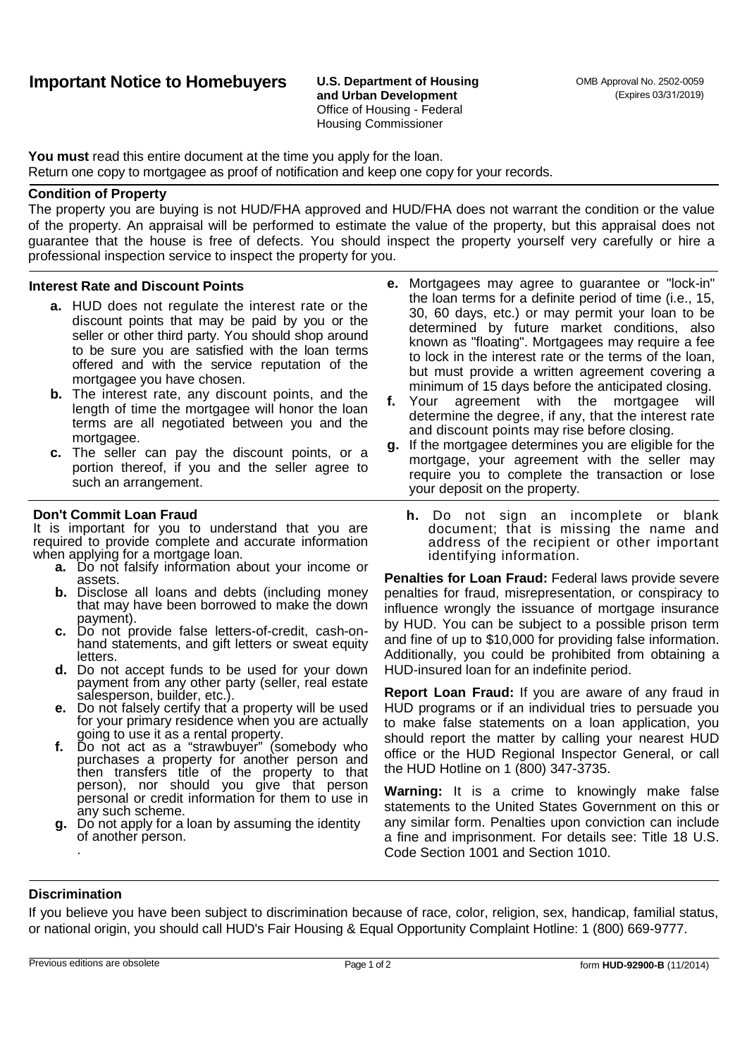# Important Notice to Homebuyers

**U.S. Department of Housing and Urban Development**
Office of Housing - Federal Housing Commissioner

OMB Approval No. 2502-0059
(Expires 03/31/2019)

**You must** read this entire document at the time you apply for the loan.
Return one copy to mortgagee as proof of notification and keep one copy for your records.

## Condition of Property

The property you are buying is not HUD/FHA approved and HUD/FHA does not warrant the condition or the value of the property. An appraisal will be performed to estimate the value of the property, but this appraisal does not guarantee that the house is free of defects. You should inspect the property yourself very carefully or hire a professional inspection service to inspect the property for you.

## Interest Rate and Discount Points

- **a.** HUD does not regulate the interest rate or the discount points that may be paid by you or the seller or other third party. You should shop around to be sure you are satisfied with the loan terms offered and with the service reputation of the mortgagee you have chosen.
- **b.** The interest rate, any discount points, and the length of time the mortgagee will honor the loan terms are all negotiated between you and the mortgagee.
- **c.** The seller can pay the discount points, or a portion thereof, if you and the seller agree to such an arrangement.
- **e.** Mortgagees may agree to guarantee or "lock-in" the loan terms for a definite period of time (i.e., 15, 30, 60 days, etc.) or may permit your loan to be determined by future market conditions, also known as "floating". Mortgagees may require a fee to lock in the interest rate or the terms of the loan, but must provide a written agreement covering a minimum of 15 days before the anticipated closing.
- **f.** Your agreement with the mortgagee will determine the degree, if any, that the interest rate and discount points may rise before closing.
- **g.** If the mortgagee determines you are eligible for the mortgage, your agreement with the seller may require you to complete the transaction or lose your deposit on the property.

## Don't Commit Loan Fraud

It is important for you to understand that you are required to provide complete and accurate information when applying for a mortgage loan.

- **a.** Do not falsify information about your income or assets.
- **b.** Disclose all loans and debts (including money that may have been borrowed to make the down payment).
- **c.** Do not provide false letters-of-credit, cash-on-hand statements, and gift letters or sweat equity letters.
- **d.** Do not accept funds to be used for your down payment from any other party (seller, real estate salesperson, builder, etc.).
- **e.** Do not falsely certify that a property will be used for your primary residence when you are actually going to use it as a rental property.
- **f.** Do not act as a "strawbuyer" (somebody who purchases a property for another person and then transfers title of the property to that person), nor should you give that person personal or credit information for them to use in any such scheme.
- **g.** Do not apply for a loan by assuming the identity of another person.
- **h.** Do not sign an incomplete or blank document; that is missing the name and address of the recipient or other important identifying information.

**Penalties for Loan Fraud:** Federal laws provide severe penalties for fraud, misrepresentation, or conspiracy to influence wrongly the issuance of mortgage insurance by HUD. You can be subject to a possible prison term and fine of up to $10,000 for providing false information. Additionally, you could be prohibited from obtaining a HUD-insured loan for an indefinite period.

**Report Loan Fraud:** If you are aware of any fraud in HUD programs or if an individual tries to persuade you to make false statements on a loan application, you should report the matter by calling your nearest HUD office or the HUD Regional Inspector General, or call the HUD Hotline on 1 (800) 347-3735.

**Warning:** It is a crime to knowingly make false statements to the United States Government on this or any similar form. Penalties upon conviction can include a fine and imprisonment. For details see: Title 18 U.S. Code Section 1001 and Section 1010.

## Discrimination

If you believe you have been subject to discrimination because of race, color, religion, sex, handicap, familial status, or national origin, you should call HUD's Fair Housing & Equal Opportunity Complaint Hotline: 1 (800) 669-9777.

Previous editions are obsolete — form **HUD-92900-B** (11/2014)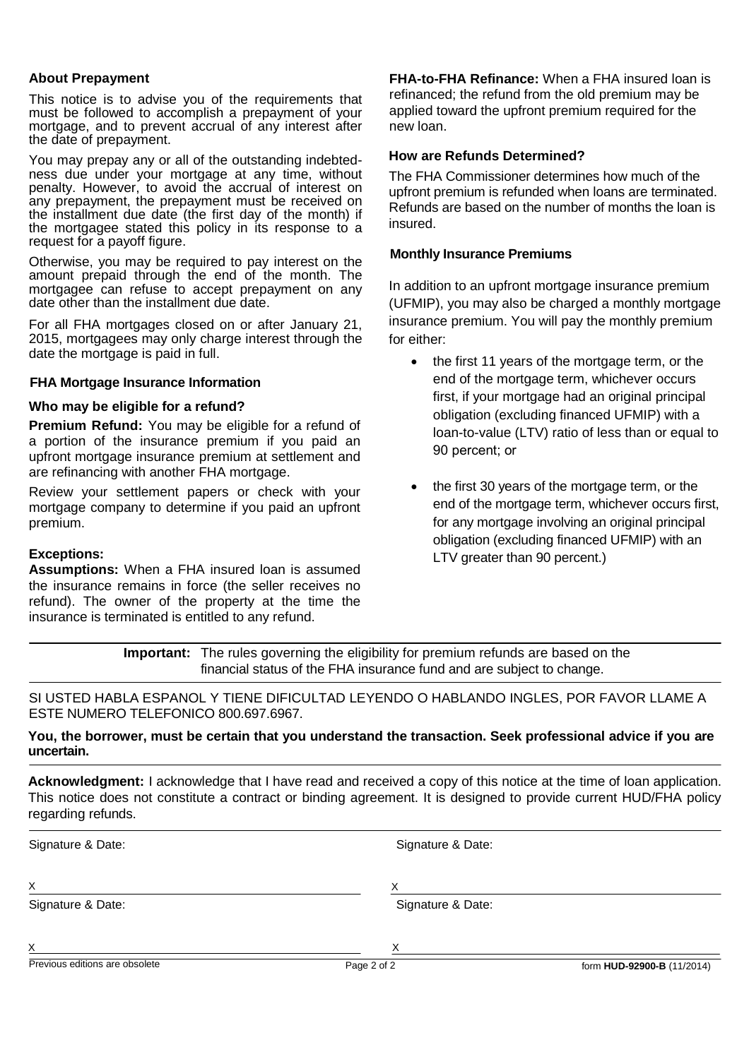### About Prepayment

This notice is to advise you of the requirements that must be followed to accomplish a prepayment of your mortgage, and to prevent accrual of any interest after the date of prepayment.

You may prepay any or all of the outstanding indebtedness due under your mortgage at any time, without penalty. However, to avoid the accrual of interest on any prepayment, the prepayment must be received on the installment due date (the first day of the month) if the mortgagee stated this policy in its response to a request for a payoff figure.

Otherwise, you may be required to pay interest on the amount prepaid through the end of the month. The mortgagee can refuse to accept prepayment on any date other than the installment due date.

For all FHA mortgages closed on or after January 21, 2015, mortgagees may only charge interest through the date the mortgage is paid in full.

### FHA Mortgage Insurance Information

#### Who may be eligible for a refund?

**Premium Refund:** You may be eligible for a refund of a portion of the insurance premium if you paid an upfront mortgage insurance premium at settlement and are refinancing with another FHA mortgage.

Review your settlement papers or check with your mortgage company to determine if you paid an upfront premium.

#### Exceptions:

**Assumptions:** When a FHA insured loan is assumed the insurance remains in force (the seller receives no refund). The owner of the property at the time the insurance is terminated is entitled to any refund.

**FHA-to-FHA Refinance:** When a FHA insured loan is refinanced; the refund from the old premium may be applied toward the upfront premium required for the new loan.

#### How are Refunds Determined?

The FHA Commissioner determines how much of the upfront premium is refunded when loans are terminated. Refunds are based on the number of months the loan is insured.

### Monthly Insurance Premiums

In addition to an upfront mortgage insurance premium (UFMIP), you may also be charged a monthly mortgage insurance premium. You will pay the monthly premium for either:

- the first 11 years of the mortgage term, or the end of the mortgage term, whichever occurs first, if your mortgage had an original principal obligation (excluding financed UFMIP) with a loan-to-value (LTV) ratio of less than or equal to 90 percent; or
- the first 30 years of the mortgage term, or the end of the mortgage term, whichever occurs first, for any mortgage involving an original principal obligation (excluding financed UFMIP) with an LTV greater than 90 percent.)

**Important:** The rules governing the eligibility for premium refunds are based on the financial status of the FHA insurance fund and are subject to change.

SI USTED HABLA ESPANOL Y TIENE DIFICULTAD LEYENDO O HABLANDO INGLES, POR FAVOR LLAME A ESTE NUMERO TELEFONICO 800.697.6967.

**You, the borrower, must be certain that you understand the transaction. Seek professional advice if you are uncertain.**

**Acknowledgment:** I acknowledge that I have read and received a copy of this notice at the time of loan application. This notice does not constitute a contract or binding agreement. It is designed to provide current HUD/FHA policy regarding refunds.

| | |
|---|---|
| Signature & Date: | Signature & Date: |
| X | X |
| Signature & Date: | Signature & Date: |
| X | X |

Previous editions are obsolete

form **HUD-92900-B** (11/2014)